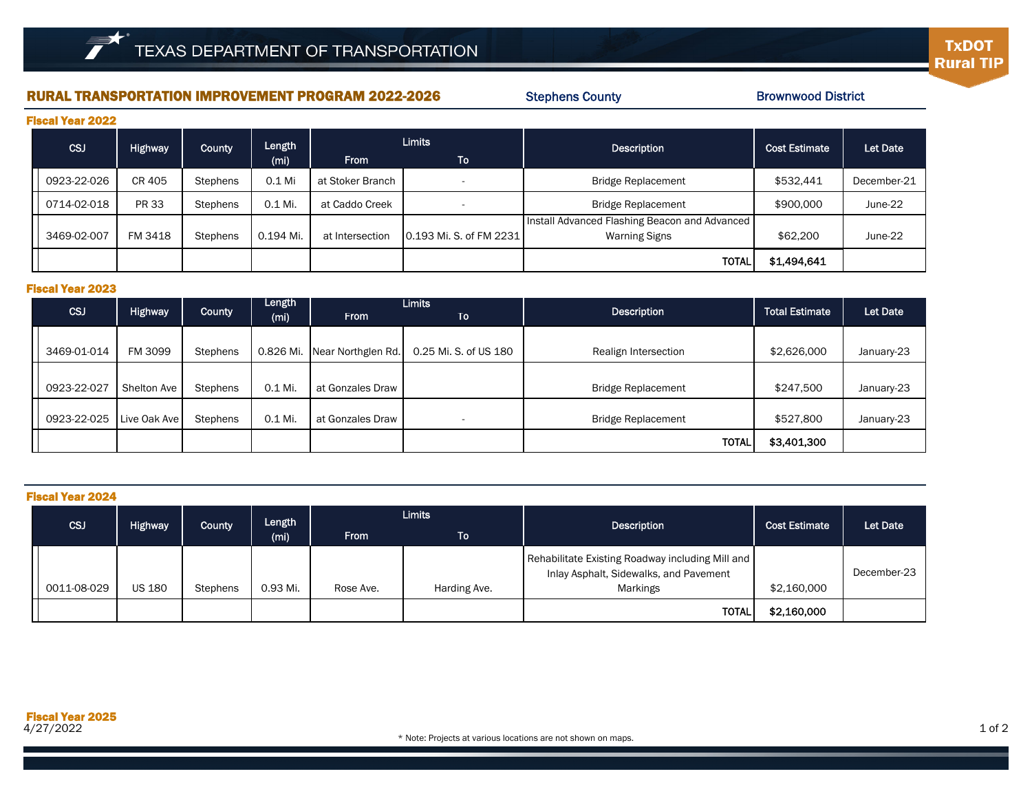TEXAS DEPARTMENT OF TRANSPORTATION

TxDOT Rural TIP

# RURAL TRANSPORTATION IMPROVEMENT PROGRAM 2022-2026

Stephens County | Brownwood District

## Fiscal Year 2022

| CSJ | Highway | County | Length (mi) | Limits From | Limits To | Description | Cost Estimate | Let Date |
|---|---|---|---|---|---|---|---|---|
| 0923-22-026 | CR 405 | Stephens | 0.1 Mi | at Stoker Branch | - | Bridge Replacement | $532,441 | December-21 |
| 0714-02-018 | PR 33 | Stephens | 0.1 Mi. | at Caddo Creek | - | Bridge Replacement | $900,000 | June-22 |
| 3469-02-007 | FM 3418 | Stephens | 0.194 Mi. | at Intersection | 0.193 Mi. S. of FM 2231 | Install Advanced Flashing Beacon and Advanced Warning Signs | $62,200 | June-22 |
| | | | | | | TOTAL | $1,494,641 | |

## Fiscal Year 2023

| CSJ | Highway | County | Length (mi) | Limits From | Limits To | Description | Total Estimate | Let Date |
|---|---|---|---|---|---|---|---|---|
| 3469-01-014 | FM 3099 | Stephens | 0.826 Mi. | Near Northglen Rd. | 0.25 Mi. S. of US 180 | Realign Intersection | $2,626,000 | January-23 |
| 0923-22-027 | Shelton Ave | Stephens | 0.1 Mi. | at Gonzales Draw | | Bridge Replacement | $247,500 | January-23 |
| 0923-22-025 | Live Oak Ave | Stephens | 0.1 Mi. | at Gonzales Draw | - | Bridge Replacement | $527,800 | January-23 |
| | | | | | | TOTAL | $3,401,300 | |

## Fiscal Year 2024

| CSJ | Highway | County | Length (mi) | Limits From | Limits To | Description | Cost Estimate | Let Date |
|---|---|---|---|---|---|---|---|---|
| 0011-08-029 | US 180 | Stephens | 0.93 Mi. | Rose Ave. | Harding Ave. | Rehabilitate Existing Roadway including Mill and Inlay Asphalt, Sidewalks, and Pavement Markings | $2,160,000 | December-23 |
| | | | | | | TOTAL | $2,160,000 | |

## Fiscal Year 2025

4/27/2022

* Note: Projects at various locations are not shown on maps.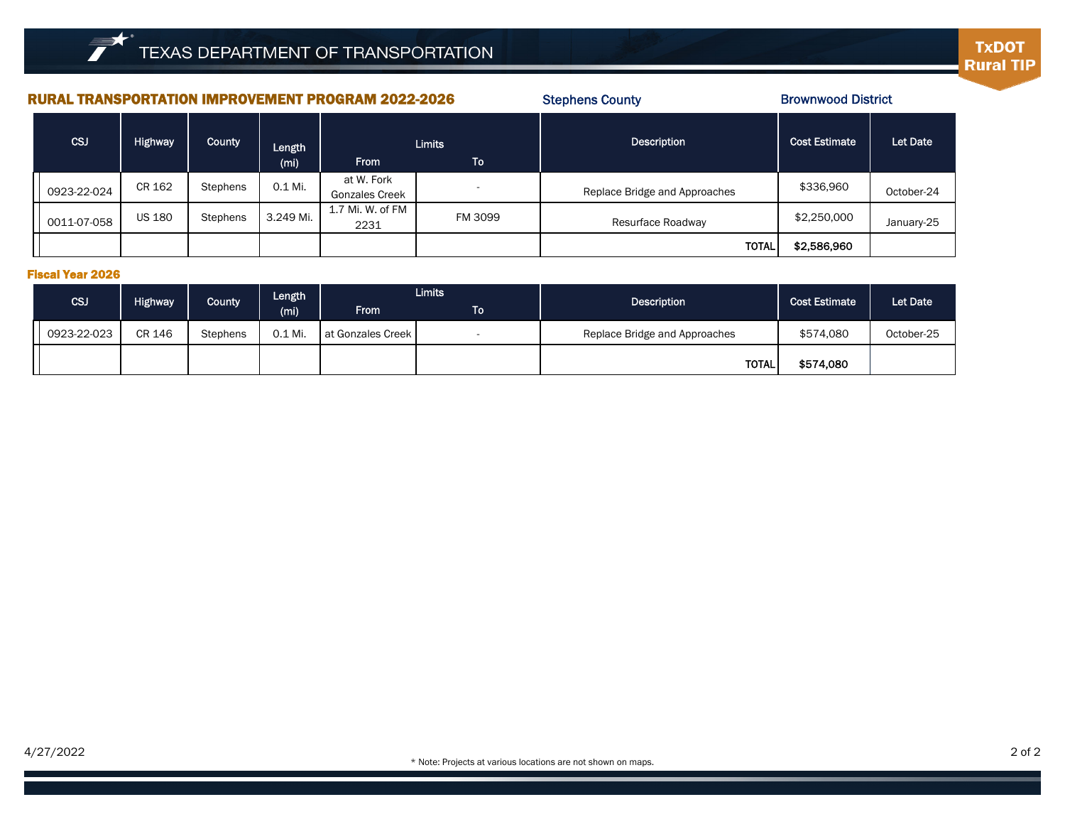TEXAS DEPARTMENT OF TRANSPORTATION

TxDOT Rural TIP

## RURAL TRANSPORTATION IMPROVEMENT PROGRAM 2022-2026

Stephens County | Brownwood District

| CSJ | Highway | County | Length (mi) | Limits | | Description | Cost Estimate | Let Date |
|---|---|---|---|---|---|---|---|---|
| | | | | From | To | | | |
| 0923-22-024 | CR 162 | Stephens | 0.1 Mi. | at W. Fork Gonzales Creek | - | Replace Bridge and Approaches | $336,960 | October-24 |
| 0011-07-058 | US 180 | Stephens | 3.249 Mi. | 1.7 Mi. W. of FM 2231 | FM 3099 | Resurface Roadway | $2,250,000 | January-25 |
| | | | | | | TOTAL | $2,586,960 | |

### Fiscal Year 2026

| CSJ | Highway | County | Length (mi) | Limits | | Description | Cost Estimate | Let Date |
|---|---|---|---|---|---|---|---|---|
| | | | | From | To | | | |
| 0923-22-023 | CR 146 | Stephens | 0.1 Mi. | at Gonzales Creek | - | Replace Bridge and Approaches | $574,080 | October-25 |
| | | | | | | TOTAL | $574,080 | |

4/27/2022

* Note: Projects at various locations are not shown on maps.